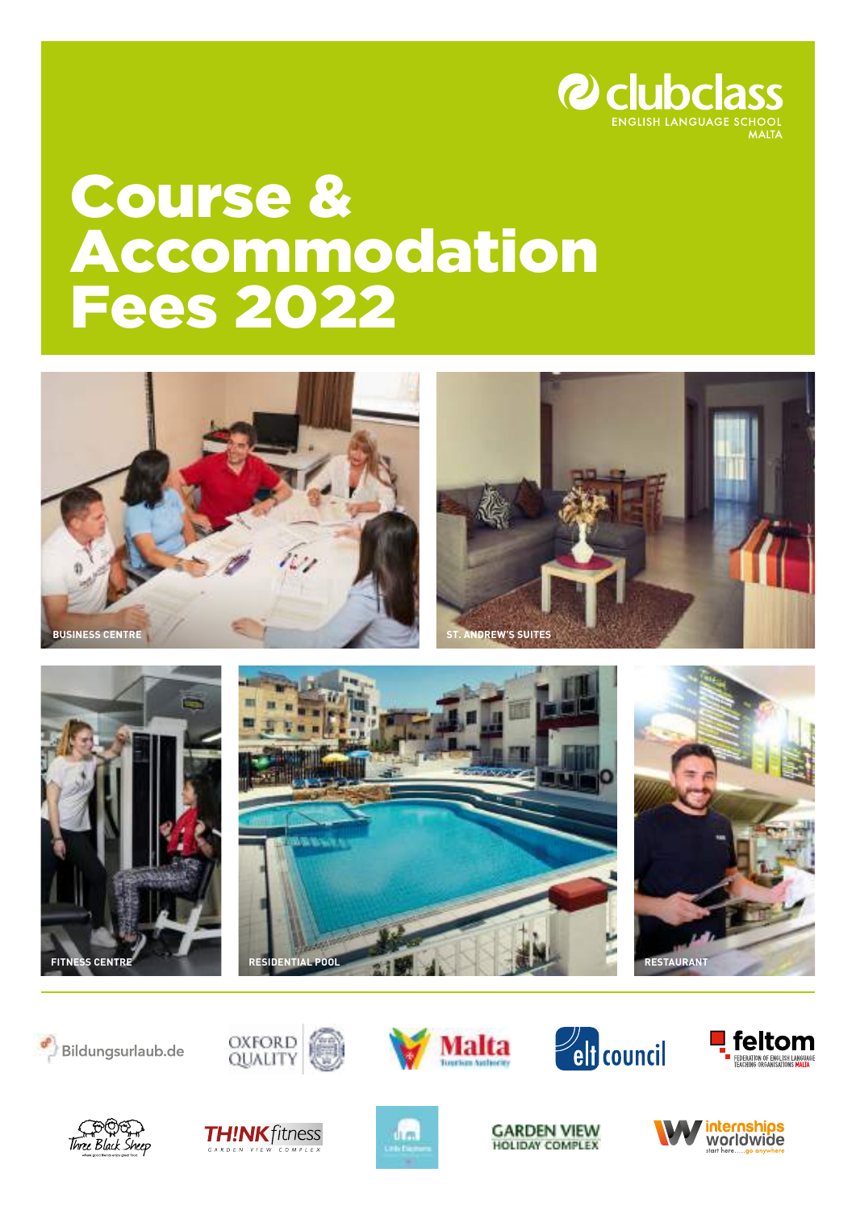clubclass
ENGLISH LANGUAGE SCHOOL
MALTA

# Course & Accommodation Fees 2022

BUSINESS CENTRE

ST. ANDREW'S SUITES

FITNESS CENTRE

RESIDENTIAL POOL

RESTAURANT

Bildungsurlaub.de

OXFORD QUALITY

Malta Tourism Authority

elt council

feltom FEDERATION OF ENGLISH LANGUAGE TEACHING ORGANISATIONS MALTA

Three Black Sheep

TH!NK fitness GARDEN VIEW COMPLEX

GARDEN VIEW HOLIDAY COMPLEX

internships worldwide start here.....go anywhere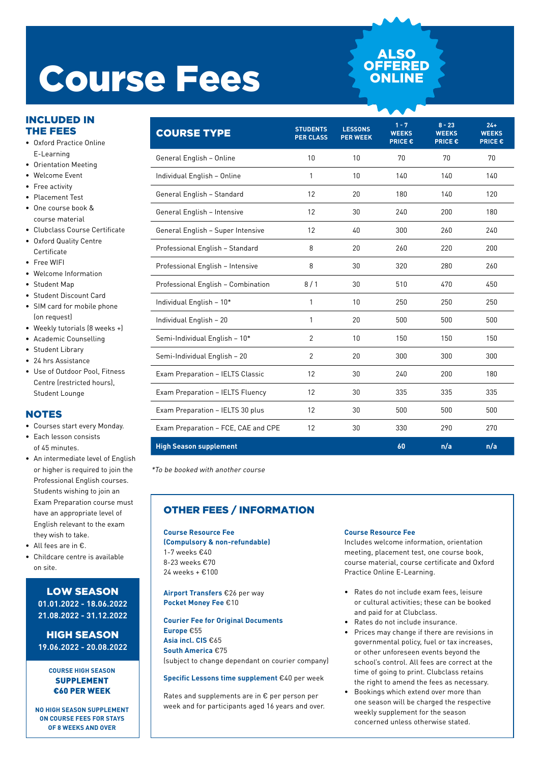# Course Fees

**ALSO OFFERED ONLINE**

## INCLUDED IN THE FEES

- Oxford Practice Online E-Learning
- Orientation Meeting
- Welcome Event
- Free activity
- Placement Test
- One course book & course material
- Clubclass Course Certificate
- Oxford Quality Centre Certificate
- Free WIFI
- Welcome Information
- Student Map
- Student Discount Card
- SIM card for mobile phone (on request)
- Weekly tutorials (8 weeks +)
- Academic Counselling
- Student Library
- 24 hrs Assistance
- Use of Outdoor Pool, Fitness Centre (restricted hours), Student Lounge

## NOTES

- Courses start every Monday.
- Each lesson consists of 45 minutes.
- An intermediate level of English or higher is required to join the Professional English courses. Students wishing to join an Exam Preparation course must have an appropriate level of English relevant to the exam they wish to take.
- All fees are in €.
- Childcare centre is available on site.

**LOW SEASON**
**01.01.2022 - 18.06.2022**
**21.08.2022 - 31.12.2022**

**HIGH SEASON**
**19.06.2022 - 20.08.2022**

**COURSE HIGH SEASON SUPPLEMENT €60 PER WEEK**

**NO HIGH SEASON SUPPLEMENT ON COURSE FEES FOR STAYS OF 8 WEEKS AND OVER**

| COURSE TYPE | STUDENTS PER CLASS | LESSONS PER WEEK | 1 - 7 WEEKS PRICE € | 8 - 23 WEEKS PRICE € | 24+ WEEKS PRICE € |
|---|---|---|---|---|---|
| General English – Online | 10 | 10 | 70 | 70 | 70 |
| Individual English – Online | 1 | 10 | 140 | 140 | 140 |
| General English – Standard | 12 | 20 | 180 | 140 | 120 |
| General English – Intensive | 12 | 30 | 240 | 200 | 180 |
| General English – Super Intensive | 12 | 40 | 300 | 260 | 240 |
| Professional English – Standard | 8 | 20 | 260 | 220 | 200 |
| Professional English – Intensive | 8 | 30 | 320 | 280 | 260 |
| Professional English – Combination | 8 / 1 | 30 | 510 | 470 | 450 |
| Individual English – 10* | 1 | 10 | 250 | 250 | 250 |
| Individual English – 20 | 1 | 20 | 500 | 500 | 500 |
| Semi-Individual English – 10* | 2 | 10 | 150 | 150 | 150 |
| Semi-Individual English – 20 | 2 | 20 | 300 | 300 | 300 |
| Exam Preparation – IELTS Classic | 12 | 30 | 240 | 200 | 180 |
| Exam Preparation – IELTS Fluency | 12 | 30 | 335 | 335 | 335 |
| Exam Preparation – IELTS 30 plus | 12 | 30 | 500 | 500 | 500 |
| Exam Preparation – FCE, CAE and CPE | 12 | 30 | 330 | 290 | 270 |
| **High Season supplement** | | | **60** | **n/a** | **n/a** |

*\*To be booked with another course*

## OTHER FEES / INFORMATION

**Course Resource Fee (Compulsory & non-refundable)**
1-7 weeks €40
8-23 weeks €70
24 weeks + €100

**Airport Transfers** €26 per way
**Pocket Money Fee** €10

**Courier Fee for Original Documents**
**Europe** €55
**Asia incl. CIS** €65
**South America** €75
(subject to change dependant on courier company)

**Specific Lessons time supplement** €40 per week

Rates and supplements are in € per person per week and for participants aged 16 years and over.

**Course Resource Fee**
Includes welcome information, orientation meeting, placement test, one course book, course material, course certificate and Oxford Practice Online E-Learning.

- Rates do not include exam fees, leisure or cultural activities; these can be booked and paid for at Clubclass.
- Rates do not include insurance.
- Prices may change if there are revisions in governmental policy, fuel or tax increases, or other unforeseen events beyond the school's control. All fees are correct at the time of going to print. Clubclass retains the right to amend the fees as necessary.
- Bookings which extend over more than one season will be charged the respective weekly supplement for the season concerned unless otherwise stated.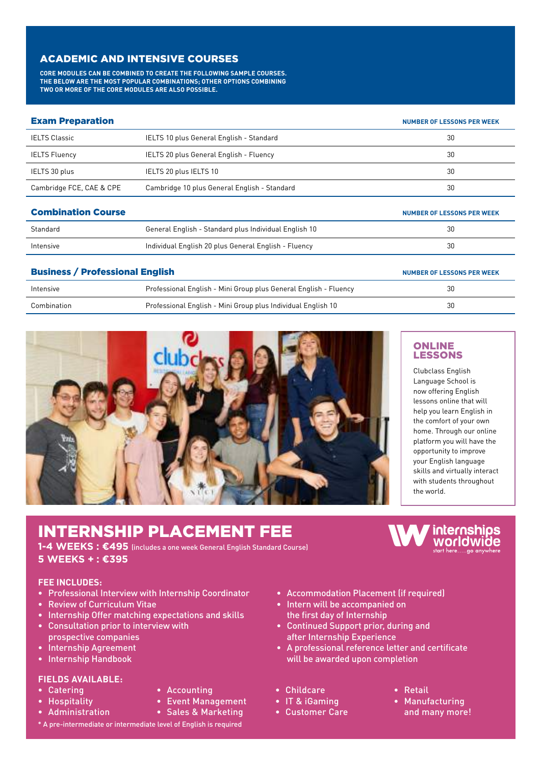## ACADEMIC AND INTENSIVE COURSES

**CORE MODULES CAN BE COMBINED TO CREATE THE FOLLOWING SAMPLE COURSES. THE BELOW ARE THE MOST POPULAR COMBINATIONS; OTHER OPTIONS COMBINING TWO OR MORE OF THE CORE MODULES ARE ALSO POSSIBLE.**

### Exam Preparation

| | | NUMBER OF LESSONS PER WEEK |
|---|---|---|
| IELTS Classic | IELTS 10 plus General English - Standard | 30 |
| IELTS Fluency | IELTS 20 plus General English - Fluency | 30 |
| IELTS 30 plus | IELTS 20 plus IELTS 10 | 30 |
| Cambridge FCE, CAE & CPE | Cambridge 10 plus General English - Standard | 30 |

### Combination Course

| | | NUMBER OF LESSONS PER WEEK |
|---|---|---|
| Standard | General English - Standard plus Individual English 10 | 30 |
| Intensive | Individual English 20 plus General English - Fluency | 30 |

### Business / Professional English

| | | NUMBER OF LESSONS PER WEEK |
|---|---|---|
| Intensive | Professional English - Mini Group plus General English - Fluency | 30 |
| Combination | Professional English - Mini Group plus Individual English 10 | 30 |

### ONLINE LESSONS

Clubclass English Language School is now offering English lessons online that will help you learn English in the comfort of your own home. Through our online platform you will have the opportunity to improve your English language skills and virtually interact with students throughout the world.

## INTERNSHIP PLACEMENT FEE

**1-4 WEEKS : €495** (includes a one week General English Standard Course)
**5 WEEKS + : €395**

internships worldwide
start here.....go anywhere

**FEE INCLUDES:**

- Professional Interview with Internship Coordinator
- Review of Curriculum Vitae
- Internship Offer matching expectations and skills
- Consultation prior to interview with prospective companies
- Internship Agreement
- Internship Handbook
- Accommodation Placement (if required)
- Intern will be accompanied on the first day of Internship
- Continued Support prior, during and after Internship Experience
- A professional reference letter and certificate will be awarded upon completion

**FIELDS AVAILABLE:**

- Catering
- Hospitality
- Administration
- Accounting
- Event Management
- Sales & Marketing
- Childcare
- IT & iGaming
- Customer Care
- Retail
- Manufacturing and many more!

\* A pre-intermediate or intermediate level of English is required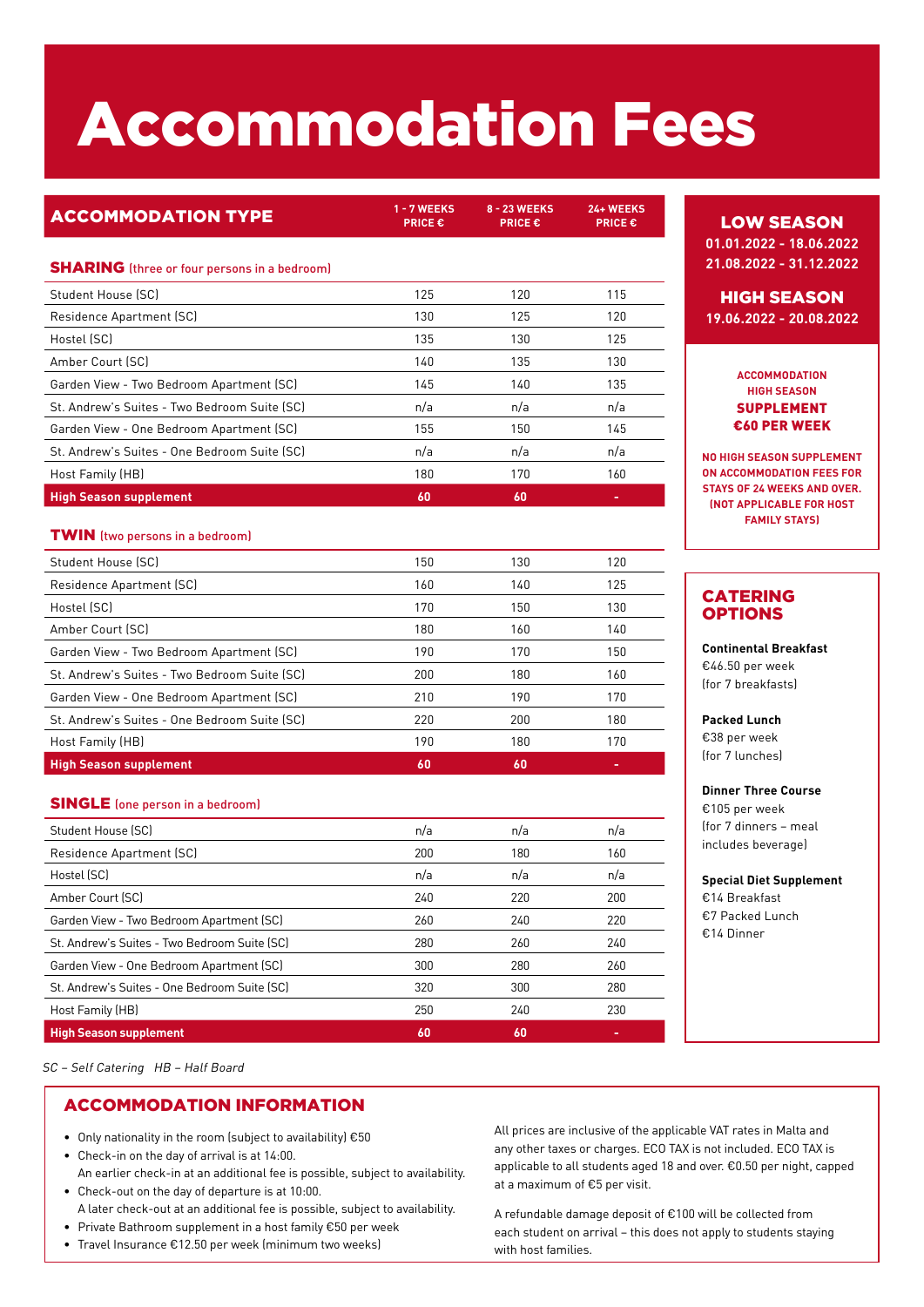# Accommodation Fees

| ACCOMMODATION TYPE | 1 - 7 WEEKS PRICE € | 8 - 23 WEEKS PRICE € | 24+ WEEKS PRICE € |
|---|---|---|---|
| **SHARING** (three or four persons in a bedroom) | | | |
| Student House (SC) | 125 | 120 | 115 |
| Residence Apartment (SC) | 130 | 125 | 120 |
| Hostel (SC) | 135 | 130 | 125 |
| Amber Court (SC) | 140 | 135 | 130 |
| Garden View - Two Bedroom Apartment (SC) | 145 | 140 | 135 |
| St. Andrew's Suites - Two Bedroom Suite (SC) | n/a | n/a | n/a |
| Garden View - One Bedroom Apartment (SC) | 155 | 150 | 145 |
| St. Andrew's Suites - One Bedroom Suite (SC) | n/a | n/a | n/a |
| Host Family (HB) | 180 | 170 | 160 |
| **High Season supplement** | **60** | **60** | **-** |
| **TWIN** (two persons in a bedroom) | | | |
| Student House (SC) | 150 | 130 | 120 |
| Residence Apartment (SC) | 160 | 140 | 125 |
| Hostel (SC) | 170 | 150 | 130 |
| Amber Court (SC) | 180 | 160 | 140 |
| Garden View - Two Bedroom Apartment (SC) | 190 | 170 | 150 |
| St. Andrew's Suites - Two Bedroom Suite (SC) | 200 | 180 | 160 |
| Garden View - One Bedroom Apartment (SC) | 210 | 190 | 170 |
| St. Andrew's Suites - One Bedroom Suite (SC) | 220 | 200 | 180 |
| Host Family (HB) | 190 | 180 | 170 |
| **High Season supplement** | **60** | **60** | **-** |
| **SINGLE** (one person in a bedroom) | | | |
| Student House (SC) | n/a | n/a | n/a |
| Residence Apartment (SC) | 200 | 180 | 160 |
| Hostel (SC) | n/a | n/a | n/a |
| Amber Court (SC) | 240 | 220 | 200 |
| Garden View - Two Bedroom Apartment (SC) | 260 | 240 | 220 |
| St. Andrew's Suites - Two Bedroom Suite (SC) | 280 | 260 | 240 |
| Garden View - One Bedroom Apartment (SC) | 300 | 280 | 260 |
| St. Andrew's Suites - One Bedroom Suite (SC) | 320 | 300 | 280 |
| Host Family (HB) | 250 | 240 | 230 |
| **High Season supplement** | **60** | **60** | **-** |

*SC – Self Catering HB – Half Board*

## LOW SEASON

**01.01.2022 - 18.06.2022**
**21.08.2022 - 31.12.2022**

## HIGH SEASON

**19.06.2022 - 20.08.2022**

**ACCOMMODATION HIGH SEASON SUPPLEMENT €60 PER WEEK**

**NO HIGH SEASON SUPPLEMENT ON ACCOMMODATION FEES FOR STAYS OF 24 WEEKS AND OVER. (NOT APPLICABLE FOR HOST FAMILY STAYS)**

## CATERING OPTIONS

**Continental Breakfast**
€46.50 per week
(for 7 breakfasts)

**Packed Lunch**
€38 per week
(for 7 lunches)

**Dinner Three Course**
€105 per week
(for 7 dinners – meal includes beverage)

**Special Diet Supplement**
€14 Breakfast
€7 Packed Lunch
€14 Dinner

## ACCOMMODATION INFORMATION

- Only nationality in the room (subject to availability) €50
- Check-in on the day of arrival is at 14:00.
  An earlier check-in at an additional fee is possible, subject to availability.
- Check-out on the day of departure is at 10:00.
  A later check-out at an additional fee is possible, subject to availability.
- Private Bathroom supplement in a host family €50 per week
- Travel Insurance €12.50 per week (minimum two weeks)

All prices are inclusive of the applicable VAT rates in Malta and any other taxes or charges. ECO TAX is not included. ECO TAX is applicable to all students aged 18 and over. €0.50 per night, capped at a maximum of €5 per visit.

A refundable damage deposit of €100 will be collected from each student on arrival – this does not apply to students staying with host families.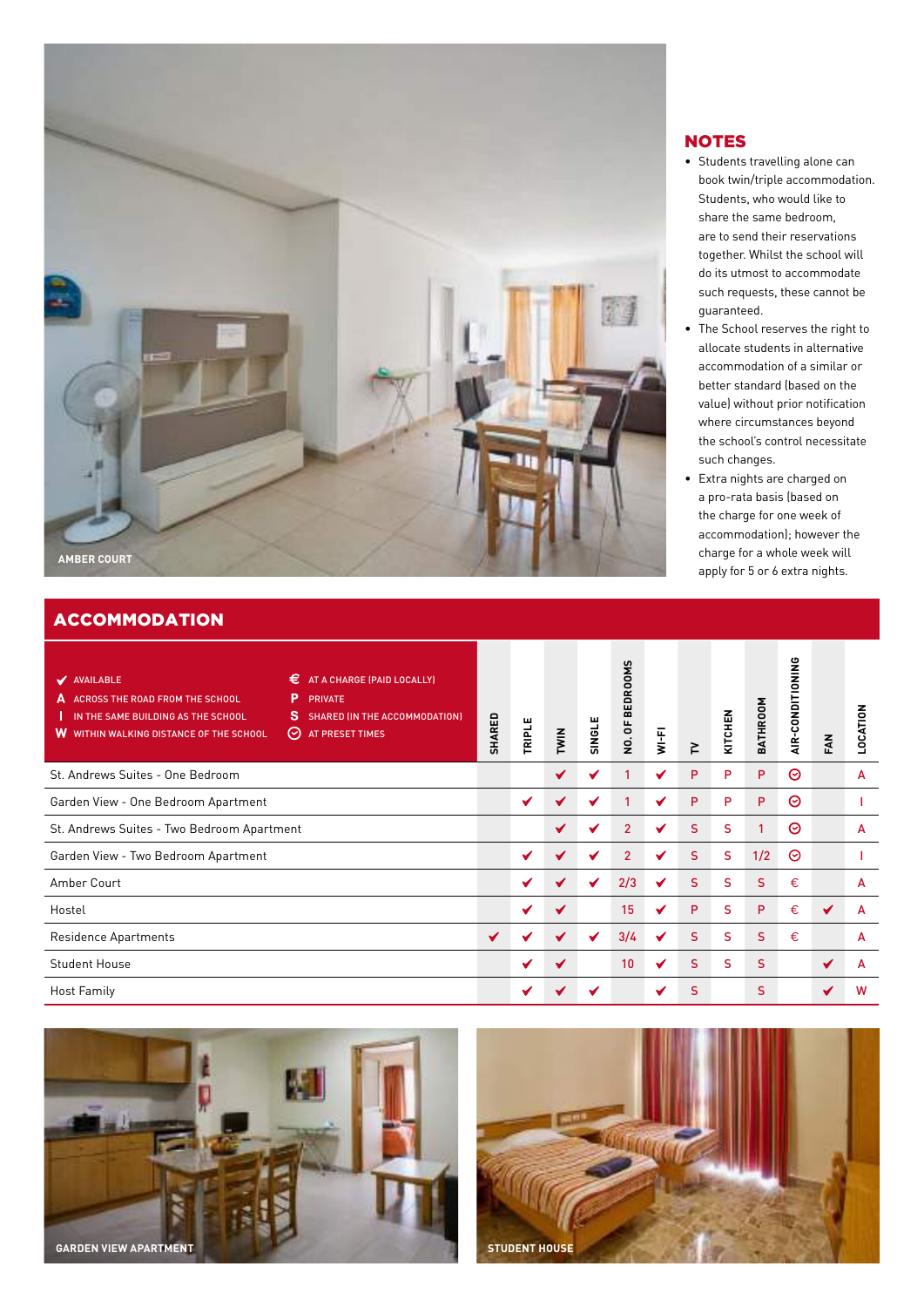AMBER COURT

## NOTES

- Students travelling alone can book twin/triple accommodation. Students, who would like to share the same bedroom, are to send their reservations together. Whilst the school will do its utmost to accommodate such requests, these cannot be guaranteed.
- The School reserves the right to allocate students in alternative accommodation of a similar or better standard (based on the value) without prior notification where circumstances beyond the school's control necessitate such changes.
- Extra nights are charged on a pro-rata basis (based on the charge for one week of accommodation); however the charge for a whole week will apply for 5 or 6 extra nights.

## ACCOMMODATION

✔ AVAILABLE
A ACROSS THE ROAD FROM THE SCHOOL
I IN THE SAME BUILDING AS THE SCHOOL
W WITHIN WALKING DISTANCE OF THE SCHOOL
€ AT A CHARGE (PAID LOCALLY)
P PRIVATE
S SHARED (IN THE ACCOMMODATION)
⊙ AT PRESET TIMES

| | SHARED | TRIPLE | TWIN | SINGLE | NO. OF BEDROOMS | WI-FI | TV | KITCHEN | BATHROOM | AIR-CONDITIONING | FAN | LOCATION |
|---|---|---|---|---|---|---|---|---|---|---|---|---|
| St. Andrews Suites - One Bedroom | | | ✔ | ✔ | 1 | ✔ | P | P | P | ⊙ | | A |
| Garden View - One Bedroom Apartment | | ✔ | ✔ | ✔ | 1 | ✔ | P | P | P | ⊙ | | I |
| St. Andrews Suites - Two Bedroom Apartment | | | ✔ | ✔ | 2 | ✔ | S | S | 1 | ⊙ | | A |
| Garden View - Two Bedroom Apartment | | ✔ | ✔ | ✔ | 2 | ✔ | S | S | 1/2 | ⊙ | | I |
| Amber Court | | ✔ | ✔ | ✔ | 2/3 | ✔ | S | S | S | € | | A |
| Hostel | | ✔ | ✔ | | 15 | ✔ | P | S | P | € | ✔ | A |
| Residence Apartments | ✔ | ✔ | ✔ | ✔ | 3/4 | ✔ | S | S | S | € | | A |
| Student House | | ✔ | ✔ | | 10 | ✔ | S | S | S | | ✔ | A |
| Host Family | | ✔ | ✔ | ✔ | | ✔ | S | | S | | ✔ | W |

GARDEN VIEW APARTMENT

STUDENT HOUSE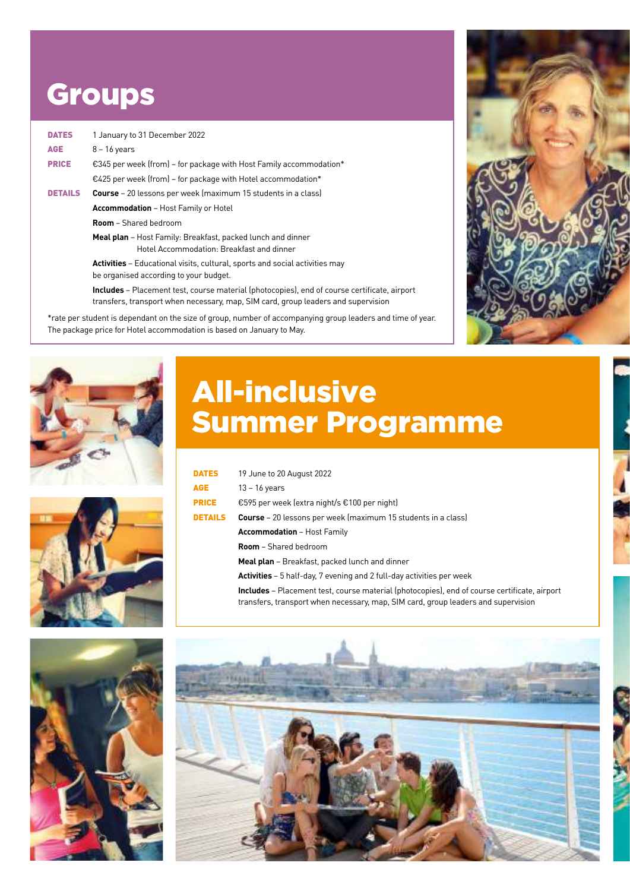# Groups

| | |
|---|---|
| **DATES** | 1 January to 31 December 2022 |
| **AGE** | 8 – 16 years |
| **PRICE** | €345 per week (from) – for package with Host Family accommodation* |
| | €425 per week (from) – for package with Hotel accommodation* |
| **DETAILS** | **Course** – 20 lessons per week (maximum 15 students in a class) |
| | **Accommodation** – Host Family or Hotel |
| | **Room** – Shared bedroom |
| | **Meal plan** – Host Family: Breakfast, packed lunch and dinner<br>Hotel Accommodation: Breakfast and dinner |
| | **Activities** – Educational visits, cultural, sports and social activities may be organised according to your budget. |
| | **Includes** – Placement test, course material (photocopies), end of course certificate, airport transfers, transport when necessary, map, SIM card, group leaders and supervision |

*rate per student is dependant on the size of group, number of accompanying group leaders and time of year. The package price for Hotel accommodation is based on January to May.

# All-inclusive Summer Programme

| | |
|---|---|
| **DATES** | 19 June to 20 August 2022 |
| **AGE** | 13 – 16 years |
| **PRICE** | €595 per week (extra night/s €100 per night) |
| **DETAILS** | **Course** – 20 lessons per week (maximum 15 students in a class) |
| | **Accommodation** – Host Family |
| | **Room** – Shared bedroom |
| | **Meal plan** – Breakfast, packed lunch and dinner |
| | **Activities** – 5 half-day, 7 evening and 2 full-day activities per week |
| | **Includes** – Placement test, course material (photocopies), end of course certificate, airport transfers, transport when necessary, map, SIM card, group leaders and supervision |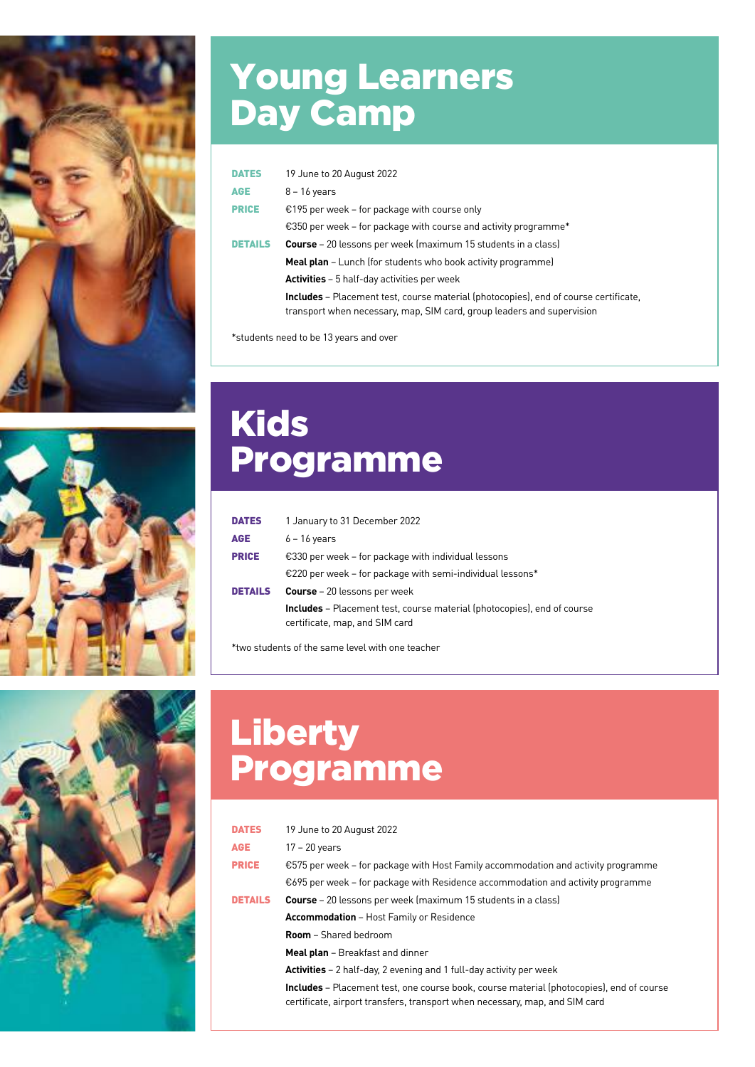# Young Learners Day Camp

| | |
|---|---|
| **DATES** | 19 June to 20 August 2022 |
| **AGE** | 8 – 16 years |
| **PRICE** | €195 per week – for package with course only |
| | €350 per week – for package with course and activity programme* |
| **DETAILS** | **Course** – 20 lessons per week (maximum 15 students in a class) |
| | **Meal plan** – Lunch (for students who book activity programme) |
| | **Activities** – 5 half-day activities per week |
| | **Includes** – Placement test, course material (photocopies), end of course certificate, transport when necessary, map, SIM card, group leaders and supervision |

*students need to be 13 years and over

# Kids Programme

| | |
|---|---|
| **DATES** | 1 January to 31 December 2022 |
| **AGE** | 6 – 16 years |
| **PRICE** | €330 per week – for package with individual lessons |
| | €220 per week – for package with semi-individual lessons* |
| **DETAILS** | **Course** – 20 lessons per week |
| | **Includes** – Placement test, course material (photocopies), end of course certificate, map, and SIM card |

*two students of the same level with one teacher

# Liberty Programme

| | |
|---|---|
| **DATES** | 19 June to 20 August 2022 |
| **AGE** | 17 – 20 years |
| **PRICE** | €575 per week – for package with Host Family accommodation and activity programme |
| | €695 per week – for package with Residence accommodation and activity programme |
| **DETAILS** | **Course** – 20 lessons per week (maximum 15 students in a class) |
| | **Accommodation** – Host Family or Residence |
| | **Room** – Shared bedroom |
| | **Meal plan** – Breakfast and dinner |
| | **Activities** – 2 half-day, 2 evening and 1 full-day activity per week |
| | **Includes** – Placement test, one course book, course material (photocopies), end of course certificate, airport transfers, transport when necessary, map, and SIM card |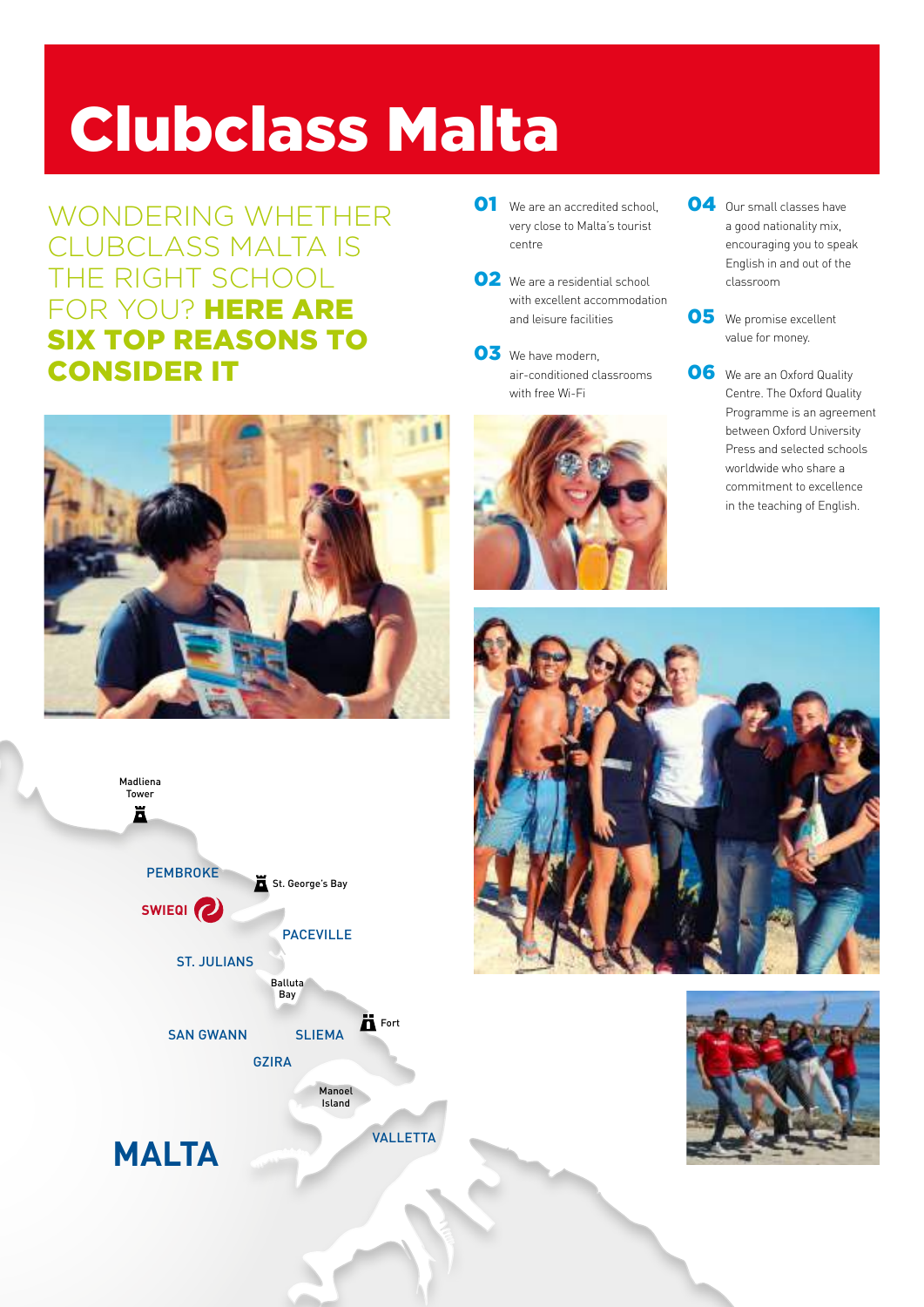# Clubclass Malta

## WONDERING WHETHER CLUBCLASS MALTA IS THE RIGHT SCHOOL FOR YOU? **HERE ARE SIX TOP REASONS TO CONSIDER IT**

**01** We are an accredited school, very close to Malta's tourist centre

**02** We are a residential school with excellent accommodation and leisure facilities

**03** We have modern, air-conditioned classrooms with free Wi-Fi

**04** Our small classes have a good nationality mix, encouraging you to speak English in and out of the classroom

**05** We promise excellent value for money.

**06** We are an Oxford Quality Centre. The Oxford Quality Programme is an agreement between Oxford University Press and selected schools worldwide who share a commitment to excellence in the teaching of English.

Madliena Tower
PEMBROKE
St. George's Bay
SWIEQI
PACEVILLE
ST. JULIANS
Balluta Bay
Fort
SAN GWANN
SLIEMA
GZIRA
Manoel Island
VALLETTA
MALTA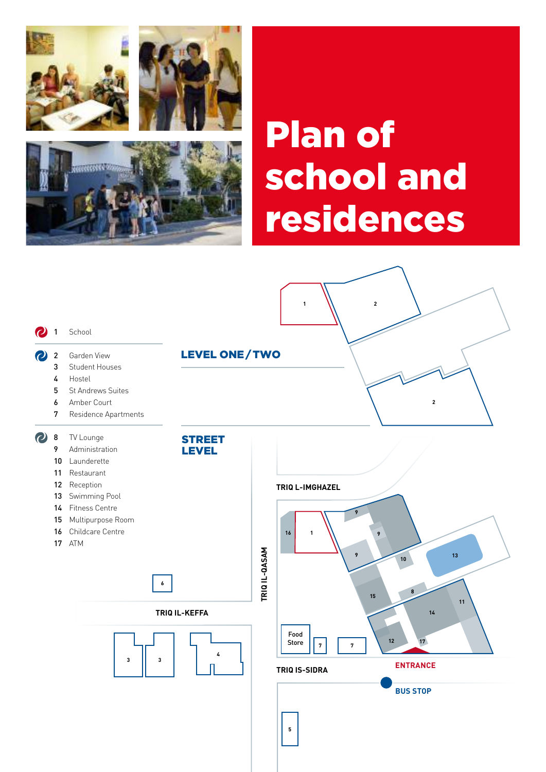# Plan of school and residences

1 School

2 Garden View
3 Student Houses
4 Hostel
5 St Andrews Suites
6 Amber Court
7 Residence Apartments

8 TV Lounge
9 Administration
10 Launderette
11 Restaurant
12 Reception
13 Swimming Pool
14 Fitness Centre
15 Multipurpose Room
16 Childcare Centre
17 ATM

## LEVEL ONE / TWO

## STREET LEVEL

TRIQ L-IMGHAZEL

TRIQ IL-QASAM

TRIQ IL-KEFFA

TRIQ IS-SIDRA

Food Store

ENTRANCE

BUS STOP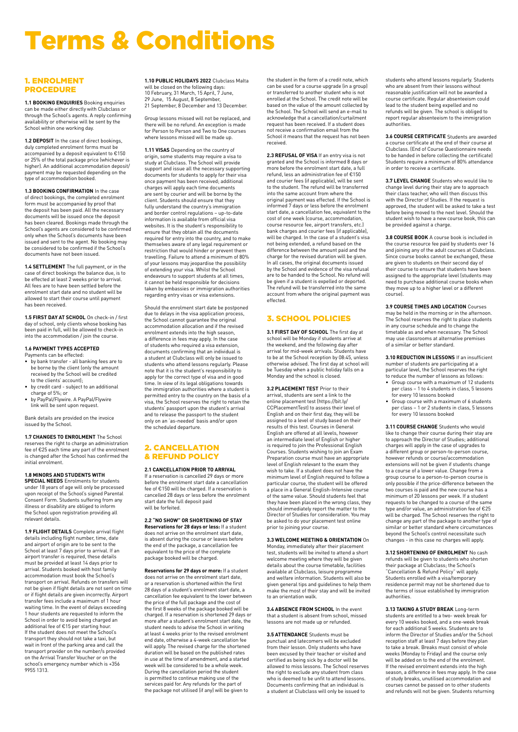# Terms & Conditions

## 1. ENROLMENT PROCEDURE

**1.1 BOOKING ENQUIRIES** Booking enquiries can be made either directly with Clubclass or through the School's agents. A reply confirming availability or otherwise will be sent by the School within one working day.

**1.2 DEPOSIT** In the case of direct bookings, duly completed enrolment forms must be accompanied by a deposit equivalent to €150 or 25% of the total package price (whichever is higher). An additional accommodation deposit/payment may be requested depending on the type of accommodation booked.

**1.3 BOOKING CONFIRMATION** In the case of direct bookings, the completed enrolment form must be accompanied by proof that the deposit has been paid. All the necessary documents will be issued once the deposit has been cleared. Bookings made through the School's agents are considered to be confirmed only when the School's documents have been issued and sent to the agent. No booking may be considered to be confirmed if the School's documents have not been issued.

**1.4 SETTLEMENT** The full payment, or in the case of direct bookings the balance due, is to be effected at least 2 weeks prior to arrival. All fees are to have been settled before the enrolment start date and no student will be allowed to start their course until payment has been received.

**1.5 FIRST DAY AT SCHOOL** On check-in / first day of school, only clients whose booking has been paid in full, will be allowed to check-in into the accommodation / join the course.

**1.6 PAYMENT TYPES ACCEPTED**
Payments can be effected:
- by bank transfer - all banking fees are to be borne by the client (only the amount received by the School will be credited to the clients' account);
- by credit card - subject to an additional charge of 5%; or
- by PayPal/Flywire. A PayPal/Flywire link will be sent upon request.

Bank details are provided on the invoice issued by the School.

**1.7 CHANGES TO ENROLMENT** The School reserves the right to charge an administration fee of €25 each time any part of the enrolment is changed after the School has confirmed the initial enrolment.

**1.8 MINORS AND STUDENTS WITH SPECIAL NEEDS** Enrolments for students under 18 years of age will only be processed upon receipt of the School's signed Parental Consent Form. Students suffering from any illness or disability are obliged to inform the School upon registration providing all relevant details.

**1.9 FLIGHT DETAILS** Complete arrival flight details including flight number, time, date and airport of origin are to be sent to the School at least 7 days prior to arrival. If an airport transfer is required, these details must be provided at least 14 days prior to arrival. Students booked with host family accommodation must book the School's transport on arrival. Refunds on transfers will not be given if flight details are not sent on time or if flight details are given incorrectly. Airport transfer fees include a maximum of 1 hour waiting time. In the event of delays exceeding 1 hour students are requested to inform the School in order to avoid being charged an additional fee of €15 per starting hour. If the student does not meet the School's transport they should not take a taxi, but wait in front of the parking area and call the transport provider on the number/s provided on the Arrival Transfer Voucher or on the school's emergency number which is +356 9955 1313.

**1.10 PUBLIC HOLIDAYS 2022** Clubclass Malta will be closed on the following days: 10 February, 31 March, 15 April, 7 June, 29 June, 15 August, 8 September, 21 September, 8 December and 13 December.

Group lessons missed will not be replaced, and there will be no refund. An exception is made for Person to Person and Two to One courses where lessons missed will be made up.

**1.11 VISAS** Depending on the country of origin, some students may require a visa to study at Clubclass. The School will provide support and issue all the necessary supporting documents for students to apply for their visa once payment has been received; additional charges will apply each time documents are sent by courier and will be borne by the client. Students should ensure that they fully understand the country's immigration and border control regulations – up-to-date information is available from official visa websites. It is the student's responsibility to ensure that they obtain all the documents required for entry into the country, and to make themselves aware of any legal requirement or restriction that would hinder or prevent them travelling. Failure to attend a minimum of 80% of your lessons may jeopardise the possibility of extending your visa. Whilst the School endeavours to support students at all times, it cannot be held responsible for decisions taken by embassies or immigration authorities regarding entry visas or visa extensions.

Should the enrolment start date be postponed due to delays in the visa application process, the School cannot guarantee the original accommodation allocation and if the revised enrolment extends into the high season, a difference in fees may apply. In the case of students who required a visa extension, documents confirming that an individual is a student at Clubclass will only be issued to students who attend lessons regularly. Please note that it is the student's responsibility to apply for the correct type of visa and in good time. In view of its legal obligations towards the immigration authorities where a student is permitted entry to the country on the basis of a visa, the School reserves the right to retain the students' passport upon the student's arrival and to release the passport to the student only on an 'as-needed' basis and/or upon the scheduled departure.

## 2. CANCELLATION & REFUND POLICY

**2.1 CANCELLATION PRIOR TO ARRIVAL**
If a reservation is cancelled 29 days or more before the enrolment start date a cancellation fee of €150 will be charged. If a reservation is cancelled 28 days or less before the enrolment start date the full deposit paid will be forfeited.

**2.2 "NO SHOW" OR SHORTENING OF STAY**
**Reservations for 28 days or less:** If a student does not arrive on the enrolment start date, is absent during the course or leaves before the end of the package, a cancellation fee equivalent to the price of the complete package booked will be charged.

**Reservations for 29 days or more:** If a student does not arrive on the enrolment start date, or a reservation is shortened within the first 28 days of a student's enrolment start date, a cancellation fee equivalent to the lower between the price of the full package and the cost of the first 8 weeks of the package booked will be charged. If a reservation is shortened 29 days or more after a student's enrolment start date, the student needs to advise the School in writing at least 4 weeks prior to the revised enrolment end date, otherwise a 4-week cancellation fee will apply. The revised charge for the shortened duration will be based on the published rates in use at the time of amendment, and a started week will be considered to be a whole week. During the cancellation period the student is permitted to continue making use of the services paid for. Any refunds for the part of the package not utilised (if any) will be given to the student in the form of a credit note, which can be used for a course upgrade (in a group) or transferred to another student who is not enrolled at the School. The credit note will be based on the value of the amount collected by the School. The School will send an e-mail to acknowledge that a cancellation/curtailment request has been received. If a student does not receive a confirmation email from the School it means that the request has not been received.

**2.3 REFUSAL OF VISA** If an entry visa is not granted and the School is informed 8 days or more before the enrolment start date, a full refund, less an administration fee of €150 and courier fees (if applicable), will be sent to the student. The refund will be transferred into the same account from where the original payment was effected. If the School is informed 7 days or less before the enrolment start date, a cancellation fee, equivalent to the cost of one week (course, accommodation, course resource fee, airport transfers, etc.) bank charges and courier fees (if applicable), will be charged. In the case of a student's visa not being extending, a refund based on the difference between the amount paid and the charge for the revised duration will be given. In all cases, the original documents issued by the School and evidence of the visa refusal are to be handed to the School. No refund will be given if a student is expelled or deported. The refund will be transferred into the same account from where the original payment was effected.

## 3. SCHOOL POLICIES

**3.1 FIRST DAY OF SCHOOL** The first day at school will be Monday if students arrive at the weekend, and the following day after arrival for mid-week arrivals. Students have to be at the School reception by 08:45, unless otherwise advised. The first day at school will be Tuesday when a public holiday falls on a Monday and the school is closed.

**3.2 PLACEMENT TEST** Prior to their arrival, students are sent a link to the online placement test (https://bit.ly/CCPlacementTest) to assess their level of English and on their first day, they will be assigned to a level of study based on their results of this test. Courses in General English are offered at all levels, however an intermediate level of English or higher is required to join the Professional English Courses. Students wishing to join an Exam Preparation course must have an appropriate level of English relevant to the exam they wish to take. If a student does not have the minimum level of English required to follow a particular course, the student will be offered a place in a General English-Intensive course of the same value. Should students feel that they have been placed in the wrong class, they should immediately report the matter to the Director of Studies for consideration. You may be asked to do your placement test online prior to joining your course.

**3.3 WELCOME MEETING & ORIENTATION** On Monday, immediately after their placement test, students will be invited to attend a short welcome meeting where they will be given details about the course timetable, facilities available at Clubclass, leisure programme and welfare information. Students will also be given general tips and guidelines to help them make the most of their stay and will be invited to an orientation walk.

**3.4 ABSENCE FROM SCHOOL** In the event that a student is absent from school, missed lessons are not made up or refunded.

**3.5 ATTENDANCE** Students must be punctual and latecomers will be excluded from their lesson. Only students who have been excused by their teacher or visited and certified as being sick by a doctor will be allowed to miss lessons. The School reserves the right to exclude any student from class who is deemed to be unfit to attend lessons. Documents confirming that an individual is a student at Clubclass will only be issued to students who attend lessons regularly. Students who are absent from their lessons without reasonable justification will not be awarded a course certificate. Regular absenteeism could lead to the student being expelled and no refunds will be given. The school is obliged to report regular absenteeism to the immigration authorities.

**3.6 COURSE CERTIFICATE** Students are awarded a course certificate at the end of their course at Clubclass. (End of Course Questionnaire needs to be handed in before collecting the certificate) Students require a minimum of 80% attendance in order to receive a certificate.

**3.7 LEVEL CHANGE** Students who would like to change level during their stay are to approach their class teacher, who will then discuss this with the Director of Studies. If the request is approved, the student will be asked to take a test before being moved to the next level. Should the student wish to have a new course book, this can be provided against a charge.

**3.8 COURSE BOOK** A course book is included in the course resource fee paid by students over 16 and joining any of the adult courses at Clubclass. Since course books cannot be exchanged, these are given to students on their second day of their course to ensure that students have been assigned to the appropriate level (students may need to purchase additional course books when they move up to a higher level or a different course).

**3.9 COURSE TIMES AND LOCATION** Courses may be held in the morning or in the afternoon. The School reserves the right to place students in any course schedule and to change the timetable as and when necessary. The School may use classrooms at alternative premises of a similar or better standard.

**3.10 REDUCTION IN LESSONS** If an insufficient number of students are participating at a particular level, the School reserves the right to reduce the number of lessons as follows:
- Group course with a maximum of 12 students per class – 1 to 4 students in class, 5 lessons for every 10 lessons booked
- Group course with a maximum of 6 students per class – 1 or 2 students in class, 5 lessons for every 10 lessons booked

**3.11 COURSE CHANGE** Students who would like to change their course during their stay are to approach the Director of Studies; additional charges will apply in the case of upgrades to a different group or person-to-person course, however refunds or course/accommodation extensions will not be given if students change to a course of a lower value. Change from a group course to a person-to-person course is only possible if the price-difference between the two courses is paid and the new course has a minimum of 20 lessons per week. If a student requests to be changed to a course of the same type and/or value, an administration fee of €25 will be charged. The School reserves the right to change any part of the package to another type of similar or better standard where circumstances beyond the School's control necessitate such changes - in this case no charges will apply.

**3.12 SHORTENING OF ENROLMENT** No cash refunds will be given to students who shorten their package at Clubclass; the School's "Cancellation & Refund Policy" will apply. Students enrolled with a visa/temporary residence permit may not be shortened due to the terms of issue established by immigration authorities.

**3.13 TAKING A STUDY BREAK** Long-term students are entitled to a two- week break for every 10 weeks booked, and a one-week break for each additional 5 weeks. Students are to inform the Director of Studies and/or the School reception staff at least 7 days before they plan to take a break. Breaks must consist of whole weeks (Monday to Friday) and the course only will be added on to the end of the enrolment. If the revised enrolment extends into the high season, a difference in fees may apply. In the case of study breaks, unutilised accommodation and courses cannot be passed on to other students and refunds will not be given. Students returning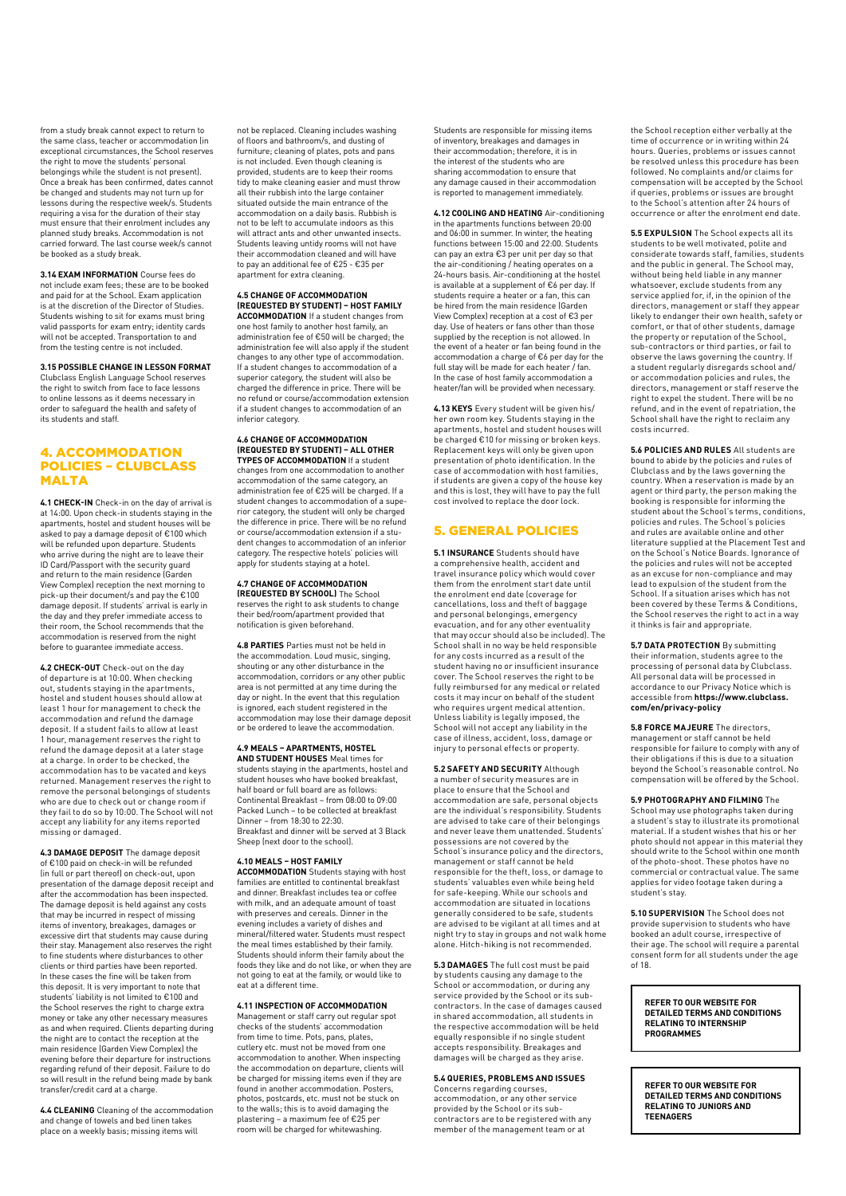from a study break cannot expect to return to the same class, teacher or accommodation (in exceptional circumstances, the School reserves the right to move the students' personal belongings while the student is not present). Once a break has been confirmed, dates cannot be changed and students may not turn up for lessons during the respective week/s. Students requiring a visa for the duration of their stay must ensure that their enrolment includes any planned study breaks. Accommodation is not carried forward. The last course week/s cannot be booked as a study break.

**3.14 EXAM INFORMATION** Course fees do not include exam fees; these are to be booked and paid for at the School. Exam application is at the discretion of the Director of Studies. Students wishing to sit for exams must bring valid passports for exam entry; identity cards will not be accepted. Transportation to and from the testing centre is not included.

**3.15 POSSIBLE CHANGE IN LESSON FORMAT** Clubclass English Language School reserves the right to switch from face to face lessons to online lessons as it deems necessary in order to safeguard the health and safety of its students and staff.

## 4. ACCOMMODATION POLICIES – CLUBCLASS MALTA

**4.1 CHECK-IN** Check-in on the day of arrival is at 14:00. Upon check-in students staying in the apartments, hostel and student houses will be asked to pay a damage deposit of €100 which will be refunded upon departure. Students who arrive during the night are to leave their ID Card/Passport with the security guard and return to the main residence (Garden View Complex) reception the next morning to pick-up their document/s and pay the €100 damage deposit. If students' arrival is early in the day and they prefer immediate access to their room, the School recommends that the accommodation is reserved from the night before to guarantee immediate access.

**4.2 CHECK-OUT** Check-out on the day of departure is at 10:00. When checking out, students staying in the apartments, hostel and student houses should allow at least 1 hour for management to check the accommodation and refund the damage deposit. If a student fails to allow at least 1 hour, management reserves the right to refund the damage deposit at a later stage at a charge. In order to be checked, the accommodation has to be vacated and keys returned. Management reserves the right to remove the personal belongings of students who are due to check out or change room if they fail to do so by 10:00. The School will not accept any liability for any items reported missing or damaged.

**4.3 DAMAGE DEPOSIT** The damage deposit of €100 paid on check-in will be refunded (in full or part thereof) on check-out, upon presentation of the damage deposit receipt and after the accommodation has been inspected. The damage deposit is held against any costs that may be incurred in respect of missing items of inventory, breakages, damages or excessive dirt that students may cause during their stay. Management also reserves the right to fine students where disturbances to other clients or third parties have been reported. In these cases the fine will be taken from this deposit. It is very important to note that students' liability is not limited to €100 and the School reserves the right to charge extra money or take any other necessary measures as and when required. Clients departing during the night are to contact the reception at the main residence (Garden View Complex) the evening before their departure for instructions regarding refund of their deposit. Failure to do so will result in the refund being made by bank transfer/credit card at a charge.

**4.4 CLEANING** Cleaning of the accommodation and change of towels and bed linen takes place on a weekly basis; missing items will not be replaced. Cleaning includes washing of floors and bathroom/s, and dusting of furniture; cleaning of plates, pots and pans is not included. Even though cleaning is provided, students are to keep their rooms tidy to make cleaning easier and must throw all their rubbish into the large container situated outside the main entrance of the accommodation on a daily basis. Rubbish is not to be left to accumulate indoors as this will attract ants and other unwanted insects. Students leaving untidy rooms will not have their accommodation cleaned and will have to pay an additional fee of €25 - €35 per apartment for extra cleaning.

**4.5 CHANGE OF ACCOMMODATION (REQUESTED BY STUDENT) – HOST FAMILY ACCOMMODATION** If a student changes from one host family to another host family, an administration fee of €50 will be charged; the administration fee will also apply if the student changes to any other type of accommodation. If a student changes to accommodation of a superior category, the student will also be charged the difference in price. There will be no refund or course/accommodation extension if a student changes to accommodation of an inferior category.

**4.6 CHANGE OF ACCOMMODATION (REQUESTED BY STUDENT) – ALL OTHER TYPES OF ACCOMMODATION** If a student changes from one accommodation to another accommodation of the same category, an administration fee of €25 will be charged. If a student changes to accommodation of a superior category, the student will only be charged the difference in price. There will be no refund or course/accommodation extension if a student changes to accommodation of an inferior category. The respective hotels' policies will apply for students staying at a hotel.

**4.7 CHANGE OF ACCOMMODATION (REQUESTED BY SCHOOL)** The School reserves the right to ask students to change their bed/room/apartment provided that notification is given beforehand.

**4.8 PARTIES** Parties must not be held in the accommodation. Loud music, singing, shouting or any other disturbance in the accommodation, corridors or any other public area is not permitted at any time during the day or night. In the event that this regulation is ignored, each student registered in the accommodation may lose their damage deposit or be ordered to leave the accommodation.

**4.9 MEALS – APARTMENTS, HOSTEL AND STUDENT HOUSES** Meal times for students staying in the apartments, hostel and student houses who have booked breakfast, half board or full board are as follows:
Continental Breakfast – from 08:00 to 09:00
Packed Lunch – to be collected at breakfast
Dinner – from 18:30 to 22:30.
Breakfast and dinner will be served at 3 Black Sheep (next door to the school).

**4.10 MEALS – HOST FAMILY ACCOMMODATION** Students staying with host families are entitled to continental breakfast and dinner. Breakfast includes tea or coffee with milk, and an adequate amount of toast with preserves and cereals. Dinner in the evening includes a variety of dishes and mineral/filtered water. Students must respect the meal times established by their family. Students should inform their family about the foods they like and do not like, or when they are not going to eat at the family, or would like to eat at a different time.

**4.11 INSPECTION OF ACCOMMODATION** Management or staff carry out regular spot checks of the students' accommodation from time to time. Pots, pans, plates, cutlery etc. must not be moved from one accommodation to another. When inspecting the accommodation on departure, clients will be charged for missing items even if they are found in another accommodation. Posters, photos, postcards, etc. must not be stuck on to the walls; this is to avoid damaging the plastering – a maximum fee of €25 per room will be charged for whitewashing.

Students are responsible for missing items of inventory, breakages and damages in their accommodation; therefore, it is in the interest of the students who are sharing accommodation to ensure that any damage caused in their accommodation is reported to management immediately.

**4.12 COOLING AND HEATING** Air-conditioning in the apartments functions between 20:00 and 06:00 in summer. In winter, the heating functions between 15:00 and 22:00. Students can pay an extra €3 per unit per day so that the air-conditioning / heating operates on a 24-hours basis. Air-conditioning at the hostel is available at a supplement of €6 per day. If students require a heater or a fan, this can be hired from the main residence (Garden View Complex) reception at a cost of €3 per day. Use of heaters or fans other than those supplied by the reception is not allowed. In the event of a heater or fan being found in the accommodation a charge of €6 per day for the full stay will be made for each heater / fan. In the case of host family accommodation a heater/fan will be provided when necessary.

**4.13 KEYS** Every student will be given his/her own room key. Students staying in the apartments, hostel and student houses will be charged €10 for missing or broken keys. Replacement keys will only be given upon presentation of photo identification. In the case of accommodation with host families, if students are given a copy of the house key and this is lost, they will have to pay the full cost involved to replace the door lock.

## 5. GENERAL POLICIES

**5.1 INSURANCE** Students should have a comprehensive health, accident and travel insurance policy which would cover them from the enrolment start date until the enrolment end date (coverage for cancellations, loss and theft of baggage and personal belongings, emergency evacuation, and for any other eventuality that may occur should also be included). The School shall in no way be held responsible for any costs incurred as a result of the student having no or insufficient insurance cover. The School reserves the right to be fully reimbursed for any medical or related costs it may incur on behalf of the student who requires urgent medical attention. Unless liability is legally imposed, the School will not accept any liability in the case of illness, accident, loss, damage or injury to personal effects or property.

**5.2 SAFETY AND SECURITY** Although a number of security measures are in place to ensure that the School and accommodation are safe, personal objects are the individual's responsibility. Students are advised to take care of their belongings and never leave them unattended. Students' possessions are not covered by the School's insurance policy and the directors, management or staff cannot be held responsible for the theft, loss, or damage to students' valuables even while being held for safe-keeping. While our schools and accommodation are situated in locations generally considered to be safe, students are advised to be vigilant at all times and at night try to stay in groups and not walk home alone. Hitch-hiking is not recommended.

**5.3 DAMAGES** The full cost must be paid by students causing any damage to the School or accommodation, or during any service provided by the School or its sub-contractors. In the case of damages caused in shared accommodation, all students in the respective accommodation will be held equally responsible if no single student accepts responsibility. Breakages and damages will be charged as they arise.

**5.4 QUERIES, PROBLEMS AND ISSUES** Concerns regarding courses, accommodation, or any other service provided by the School or its sub-contractors are to be registered with any member of the management team or at the School reception either verbally at the time of occurrence or in writing within 24 hours. Queries, problems or issues cannot be resolved unless this procedure has been followed. No complaints and/or claims for compensation will be accepted by the School if queries, problems or issues are brought to the School's attention after 24 hours of occurrence or after the enrolment end date.

**5.5 EXPULSION** The School expects all its students to be well motivated, polite and considerate towards staff, families, students and the public in general. The School may, without being held liable in any manner whatsoever, exclude students from any service applied for, if, in the opinion of the directors, management or staff they appear likely to endanger their own health, safety or comfort, or that of other students, damage the property or reputation of the School, sub-contractors or third parties, or fail to observe the laws governing the country. If a student regularly disregards school and/or accommodation policies and rules, the directors, management or staff reserve the right to expel the student. There will be no refund, and in the event of repatriation, the School shall have the right to reclaim any costs incurred.

**5.6 POLICIES AND RULES** All students are bound to abide by the policies and rules of Clubclass and by the laws governing the country. When a reservation is made by an agent or third party, the person making the booking is responsible for informing the student about the School's terms, conditions, policies and rules. The School's policies and rules are available online and other literature supplied at the Placement Test and on the School's Notice Boards. Ignorance of the policies and rules will not be accepted as an excuse for non-compliance and may lead to expulsion of the student from the School. If a situation arises which has not been covered by these Terms & Conditions, the School reserves the right to act in a way it thinks is fair and appropriate.

**5.7 DATA PROTECTION** By submitting their information, students agree to the processing of personal data by Clubclass. All personal data will be processed in accordance to our Privacy Notice which is accessible from **https://www.clubclass.com/en/privacy-policy**

**5.8 FORCE MAJEURE** The directors, management or staff cannot be held responsible for failure to comply with any of their obligations if this is due to a situation beyond the School's reasonable control. No compensation will be offered by the School.

**5.9 PHOTOGRAPHY AND FILMING** The School may use photographs taken during a student's stay to illustrate its promotional material. If a student wishes that his or her photo should not appear in this material they should write to the School within one month of the photo-shoot. These photos have no commercial or contractual value. The same applies for video footage taken during a student's stay.

**5.10 SUPERVISION** The School does not provide supervision to students who have booked an adult course, irrespective of their age. The school will require a parental consent form for all students under the age of 18.

**REFER TO OUR WEBSITE FOR DETAILED TERMS AND CONDITIONS RELATING TO INTERNSHIP PROGRAMMES**

**REFER TO OUR WEBSITE FOR DETAILED TERMS AND CONDITIONS RELATING TO JUNIORS AND TEENAGERS**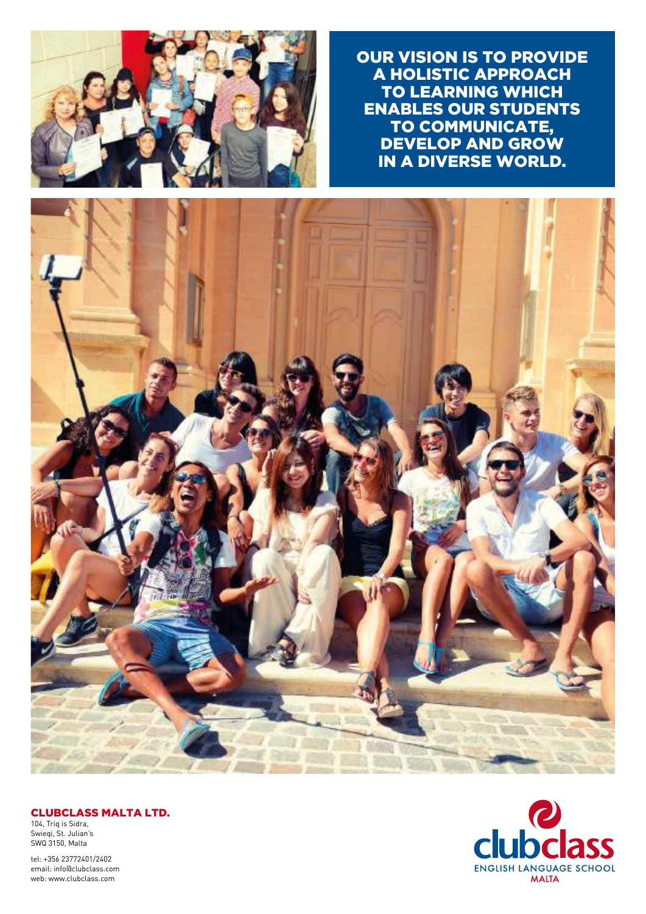OUR VISION IS TO PROVIDE A HOLISTIC APPROACH TO LEARNING WHICH ENABLES OUR STUDENTS TO COMMUNICATE, DEVELOP AND GROW IN A DIVERSE WORLD.

**CLUBCLASS MALTA LTD.**

104, Triq is Sidra,
Swieqi, St. Julian's
SWQ 3150, Malta

tel: +356 23772401/2402
email: info@clubclass.com
web: www.clubclass.com

clubclass
ENGLISH LANGUAGE SCHOOL
MALTA